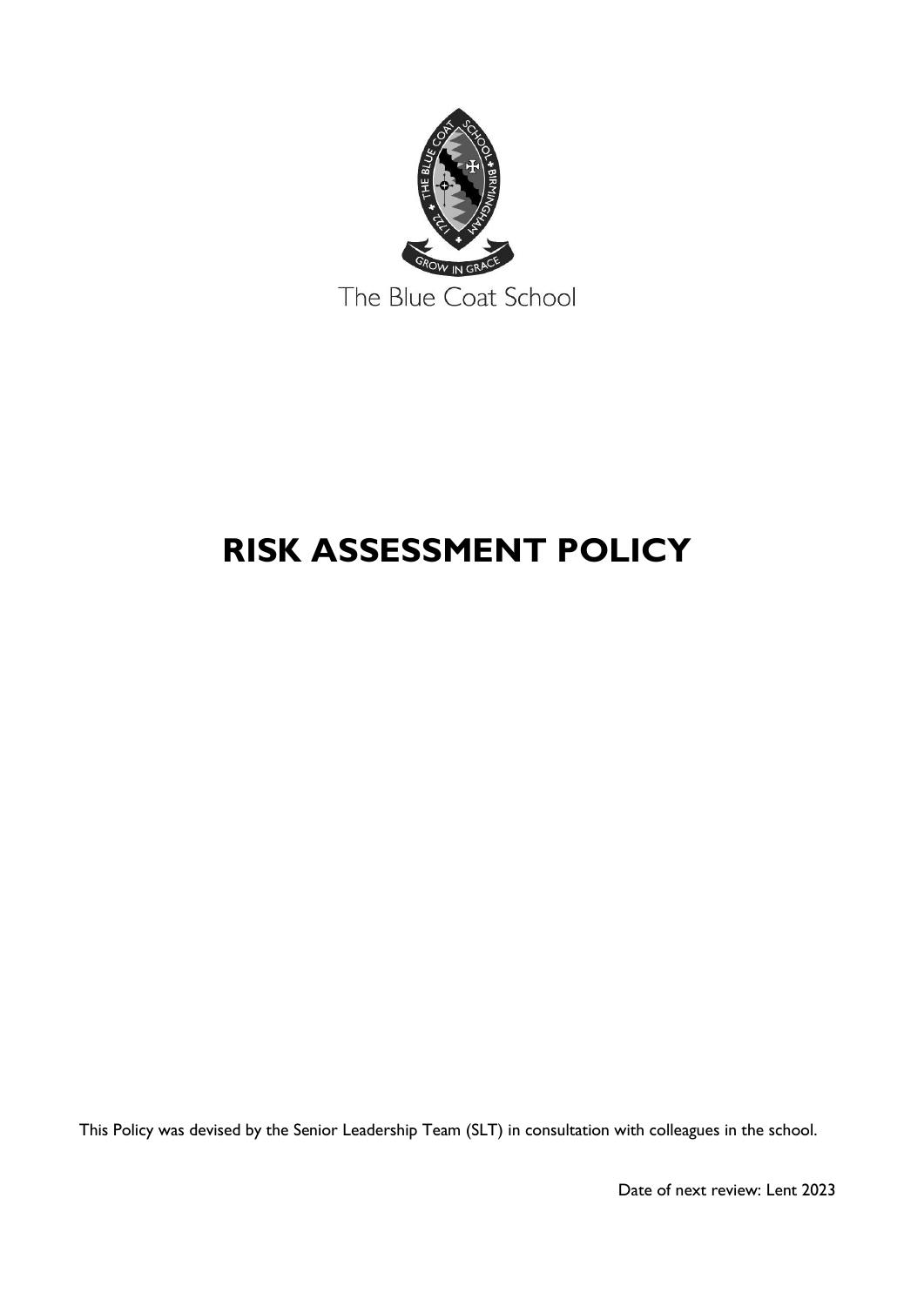The Blue Coat School

# RISK ASSESSMENT POLICY

This Policy was devised by the Senior Leadership Team (SLT) in consultation with colleagues in the school.

Date of next review: Lent 2023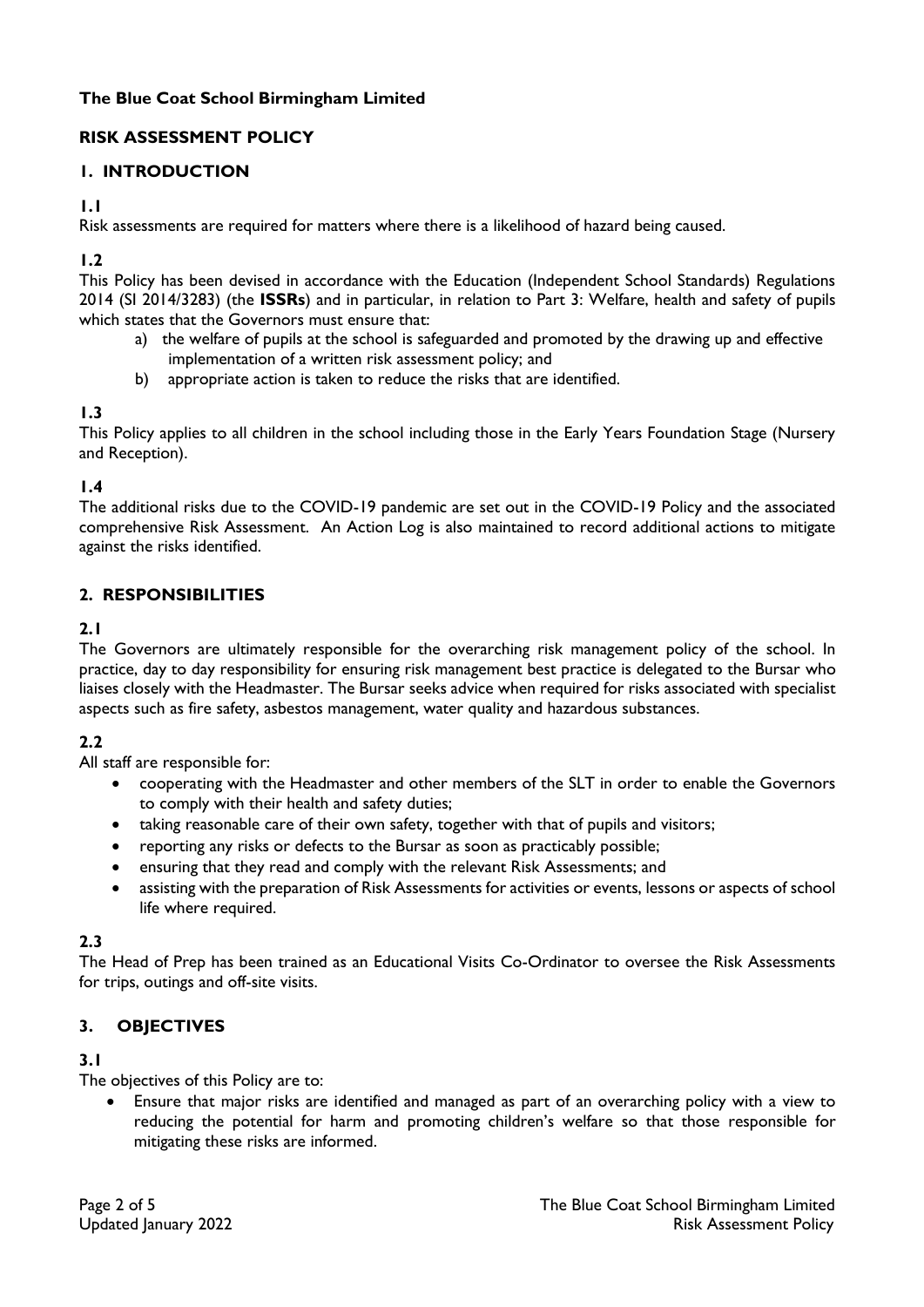**The Blue Coat School Birmingham Limited**

## RISK ASSESSMENT POLICY

## 1. INTRODUCTION

**1.1**

Risk assessments are required for matters where there is a likelihood of hazard being caused.

**1.2**

This Policy has been devised in accordance with the Education (Independent School Standards) Regulations 2014 (SI 2014/3283) (the **ISSRs**) and in particular, in relation to Part 3: Welfare, health and safety of pupils which states that the Governors must ensure that:

a) the welfare of pupils at the school is safeguarded and promoted by the drawing up and effective implementation of a written risk assessment policy; and
b) appropriate action is taken to reduce the risks that are identified.

**1.3**

This Policy applies to all children in the school including those in the Early Years Foundation Stage (Nursery and Reception).

**1.4**

The additional risks due to the COVID-19 pandemic are set out in the COVID-19 Policy and the associated comprehensive Risk Assessment. An Action Log is also maintained to record additional actions to mitigate against the risks identified.

## 2. RESPONSIBILITIES

**2.1**

The Governors are ultimately responsible for the overarching risk management policy of the school. In practice, day to day responsibility for ensuring risk management best practice is delegated to the Bursar who liaises closely with the Headmaster. The Bursar seeks advice when required for risks associated with specialist aspects such as fire safety, asbestos management, water quality and hazardous substances.

**2.2**

All staff are responsible for:

- cooperating with the Headmaster and other members of the SLT in order to enable the Governors to comply with their health and safety duties;
- taking reasonable care of their own safety, together with that of pupils and visitors;
- reporting any risks or defects to the Bursar as soon as practicably possible;
- ensuring that they read and comply with the relevant Risk Assessments; and
- assisting with the preparation of Risk Assessments for activities or events, lessons or aspects of school life where required.

**2.3**

The Head of Prep has been trained as an Educational Visits Co-Ordinator to oversee the Risk Assessments for trips, outings and off-site visits.

## 3. OBJECTIVES

**3.1**

The objectives of this Policy are to:

- Ensure that major risks are identified and managed as part of an overarching policy with a view to reducing the potential for harm and promoting children's welfare so that those responsible for mitigating these risks are informed.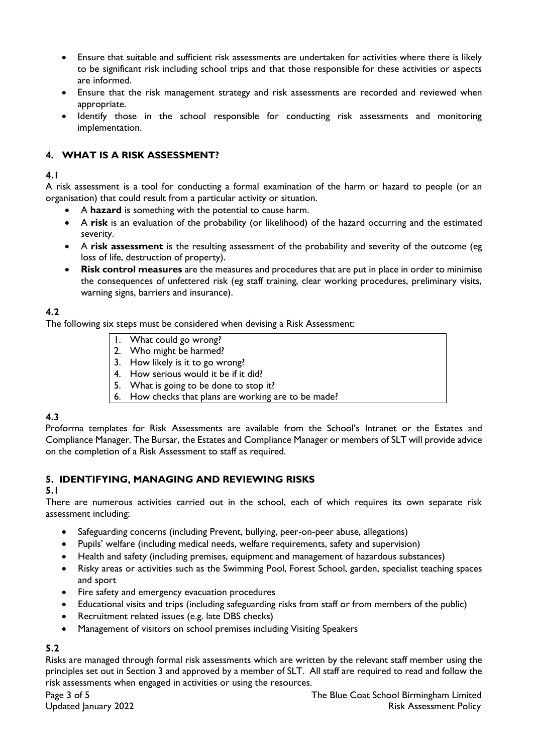- Ensure that suitable and sufficient risk assessments are undertaken for activities where there is likely to be significant risk including school trips and that those responsible for these activities or aspects are informed.
- Ensure that the risk management strategy and risk assessments are recorded and reviewed when appropriate.
- Identify those in the school responsible for conducting risk assessments and monitoring implementation.

## 4. WHAT IS A RISK ASSESSMENT?

**4.1**

A risk assessment is a tool for conducting a formal examination of the harm or hazard to people (or an organisation) that could result from a particular activity or situation.

- A **hazard** is something with the potential to cause harm.
- A **risk** is an evaluation of the probability (or likelihood) of the hazard occurring and the estimated severity.
- A **risk assessment** is the resulting assessment of the probability and severity of the outcome (eg loss of life, destruction of property).
- **Risk control measures** are the measures and procedures that are put in place in order to minimise the consequences of unfettered risk (eg staff training, clear working procedures, preliminary visits, warning signs, barriers and insurance).

**4.2**

The following six steps must be considered when devising a Risk Assessment:

1. What could go wrong?
2. Who might be harmed?
3. How likely is it to go wrong?
4. How serious would it be if it did?
5. What is going to be done to stop it?
6. How checks that plans are working are to be made?

**4.3**

Proforma templates for Risk Assessments are available from the School's Intranet or the Estates and Compliance Manager. The Bursar, the Estates and Compliance Manager or members of SLT will provide advice on the completion of a Risk Assessment to staff as required.

## 5. IDENTIFYING, MANAGING AND REVIEWING RISKS

**5.1**

There are numerous activities carried out in the school, each of which requires its own separate risk assessment including:

- Safeguarding concerns (including Prevent, bullying, peer-on-peer abuse, allegations)
- Pupils' welfare (including medical needs, welfare requirements, safety and supervision)
- Health and safety (including premises, equipment and management of hazardous substances)
- Risky areas or activities such as the Swimming Pool, Forest School, garden, specialist teaching spaces and sport
- Fire safety and emergency evacuation procedures
- Educational visits and trips (including safeguarding risks from staff or from members of the public)
- Recruitment related issues (e.g. late DBS checks)
- Management of visitors on school premises including Visiting Speakers

**5.2**

Risks are managed through formal risk assessments which are written by the relevant staff member using the principles set out in Section 3 and approved by a member of SLT. All staff are required to read and follow the risk assessments when engaged in activities or using the resources.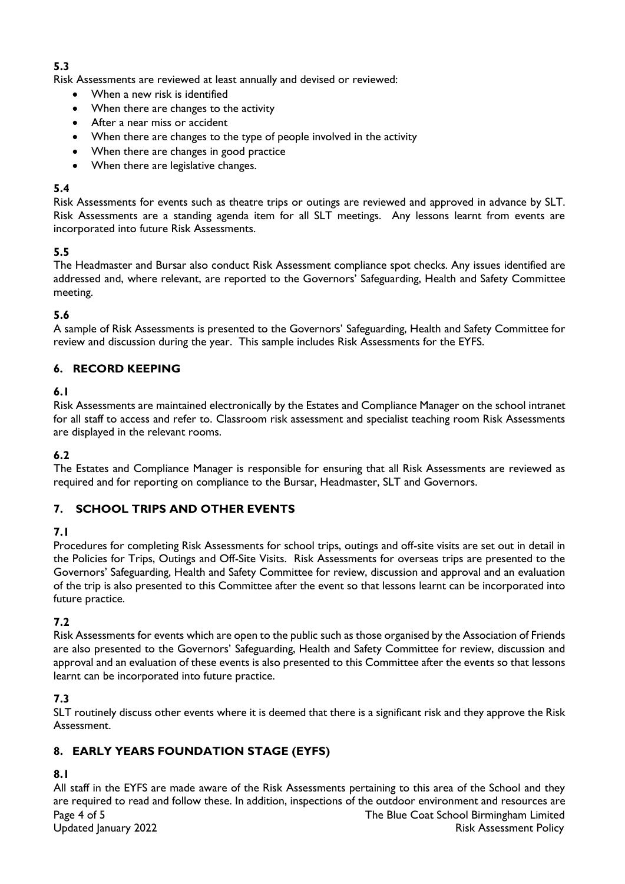**5.3**

Risk Assessments are reviewed at least annually and devised or reviewed:

- When a new risk is identified
- When there are changes to the activity
- After a near miss or accident
- When there are changes to the type of people involved in the activity
- When there are changes in good practice
- When there are legislative changes.

**5.4**

Risk Assessments for events such as theatre trips or outings are reviewed and approved in advance by SLT. Risk Assessments are a standing agenda item for all SLT meetings. Any lessons learnt from events are incorporated into future Risk Assessments.

**5.5**

The Headmaster and Bursar also conduct Risk Assessment compliance spot checks. Any issues identified are addressed and, where relevant, are reported to the Governors' Safeguarding, Health and Safety Committee meeting.

**5.6**

A sample of Risk Assessments is presented to the Governors' Safeguarding, Health and Safety Committee for review and discussion during the year. This sample includes Risk Assessments for the EYFS.

## 6. RECORD KEEPING

**6.1**

Risk Assessments are maintained electronically by the Estates and Compliance Manager on the school intranet for all staff to access and refer to. Classroom risk assessment and specialist teaching room Risk Assessments are displayed in the relevant rooms.

**6.2**

The Estates and Compliance Manager is responsible for ensuring that all Risk Assessments are reviewed as required and for reporting on compliance to the Bursar, Headmaster, SLT and Governors.

## 7. SCHOOL TRIPS AND OTHER EVENTS

**7.1**

Procedures for completing Risk Assessments for school trips, outings and off-site visits are set out in detail in the Policies for Trips, Outings and Off-Site Visits. Risk Assessments for overseas trips are presented to the Governors' Safeguarding, Health and Safety Committee for review, discussion and approval and an evaluation of the trip is also presented to this Committee after the event so that lessons learnt can be incorporated into future practice.

**7.2**

Risk Assessments for events which are open to the public such as those organised by the Association of Friends are also presented to the Governors' Safeguarding, Health and Safety Committee for review, discussion and approval and an evaluation of these events is also presented to this Committee after the events so that lessons learnt can be incorporated into future practice.

**7.3**

SLT routinely discuss other events where it is deemed that there is a significant risk and they approve the Risk Assessment.

## 8. EARLY YEARS FOUNDATION STAGE (EYFS)

**8.1**

All staff in the EYFS are made aware of the Risk Assessments pertaining to this area of the School and they are required to read and follow these. In addition, inspections of the outdoor environment and resources are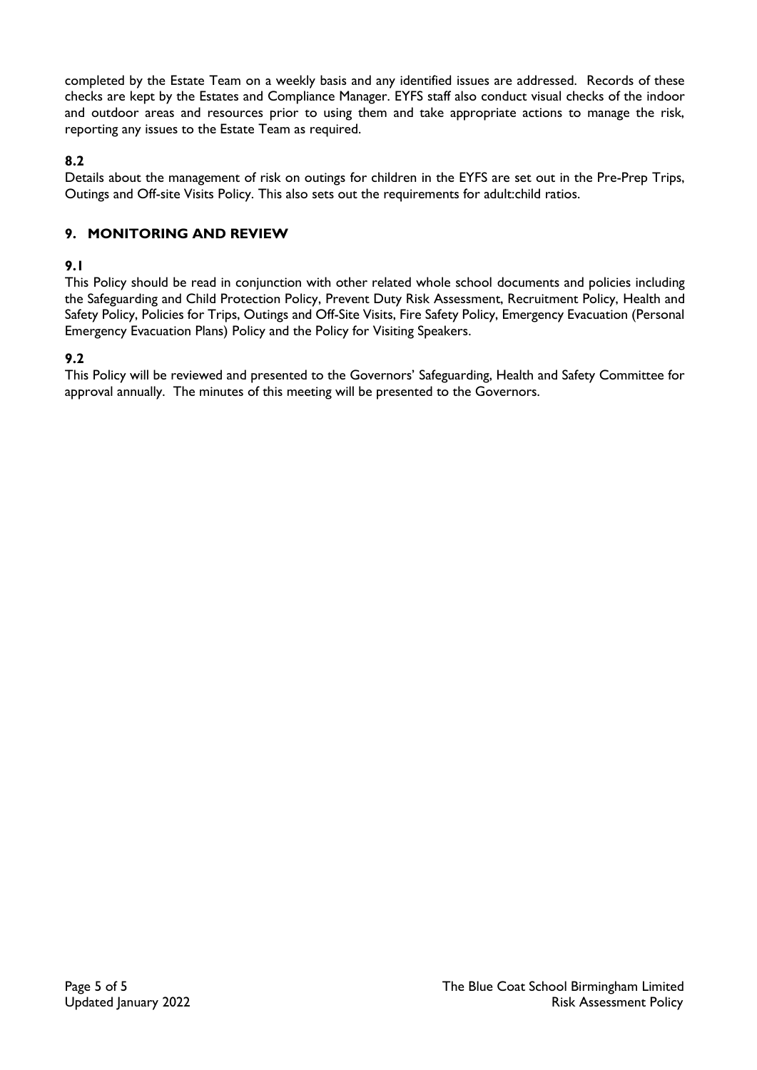completed by the Estate Team on a weekly basis and any identified issues are addressed. Records of these checks are kept by the Estates and Compliance Manager. EYFS staff also conduct visual checks of the indoor and outdoor areas and resources prior to using them and take appropriate actions to manage the risk, reporting any issues to the Estate Team as required.

**8.2**

Details about the management of risk on outings for children in the EYFS are set out in the Pre-Prep Trips, Outings and Off-site Visits Policy. This also sets out the requirements for adult:child ratios.

## 9. MONITORING AND REVIEW

**9.1**

This Policy should be read in conjunction with other related whole school documents and policies including the Safeguarding and Child Protection Policy, Prevent Duty Risk Assessment, Recruitment Policy, Health and Safety Policy, Policies for Trips, Outings and Off-Site Visits, Fire Safety Policy, Emergency Evacuation (Personal Emergency Evacuation Plans) Policy and the Policy for Visiting Speakers.

**9.2**

This Policy will be reviewed and presented to the Governors' Safeguarding, Health and Safety Committee for approval annually. The minutes of this meeting will be presented to the Governors.